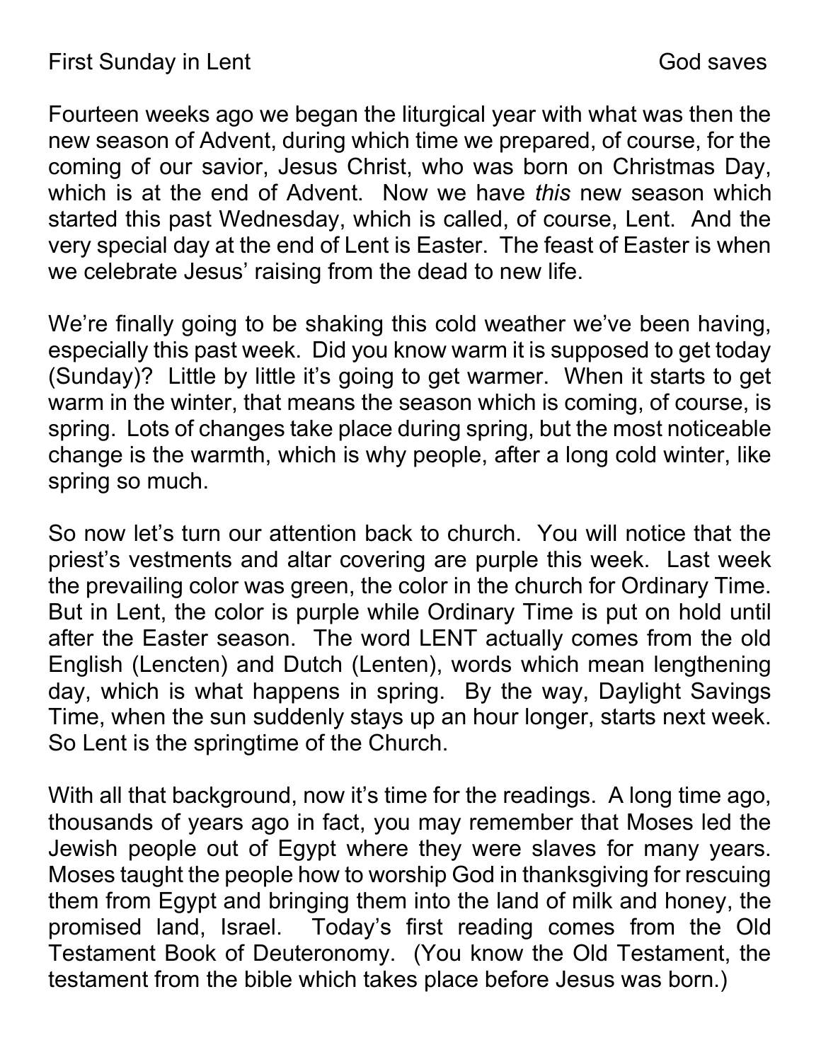First Sunday in Lent God saves

Fourteen weeks ago we began the liturgical year with what was then the new season of Advent, during which time we prepared, of course, for the coming of our savior, Jesus Christ, who was born on Christmas Day, which is at the end of Advent. Now we have *this* new season which started this past Wednesday, which is called, of course, Lent. And the very special day at the end of Lent is Easter. The feast of Easter is when we celebrate Jesus' raising from the dead to new life.

We're finally going to be shaking this cold weather we've been having, especially this past week. Did you know warm it is supposed to get today (Sunday)? Little by little it's going to get warmer. When it starts to get warm in the winter, that means the season which is coming, of course, is spring. Lots of changes take place during spring, but the most noticeable change is the warmth, which is why people, after a long cold winter, like spring so much.

So now let's turn our attention back to church. You will notice that the priest's vestments and altar covering are purple this week. Last week the prevailing color was green, the color in the church for Ordinary Time. But in Lent, the color is purple while Ordinary Time is put on hold until after the Easter season. The word LENT actually comes from the old English (Lencten) and Dutch (Lenten), words which mean lengthening day, which is what happens in spring. By the way, Daylight Savings Time, when the sun suddenly stays up an hour longer, starts next week. So Lent is the springtime of the Church.

With all that background, now it's time for the readings. A long time ago, thousands of years ago in fact, you may remember that Moses led the Jewish people out of Egypt where they were slaves for many years. Moses taught the people how to worship God in thanksgiving for rescuing them from Egypt and bringing them into the land of milk and honey, the promised land, Israel. Today's first reading comes from the Old Testament Book of Deuteronomy. (You know the Old Testament, the testament from the bible which takes place before Jesus was born.)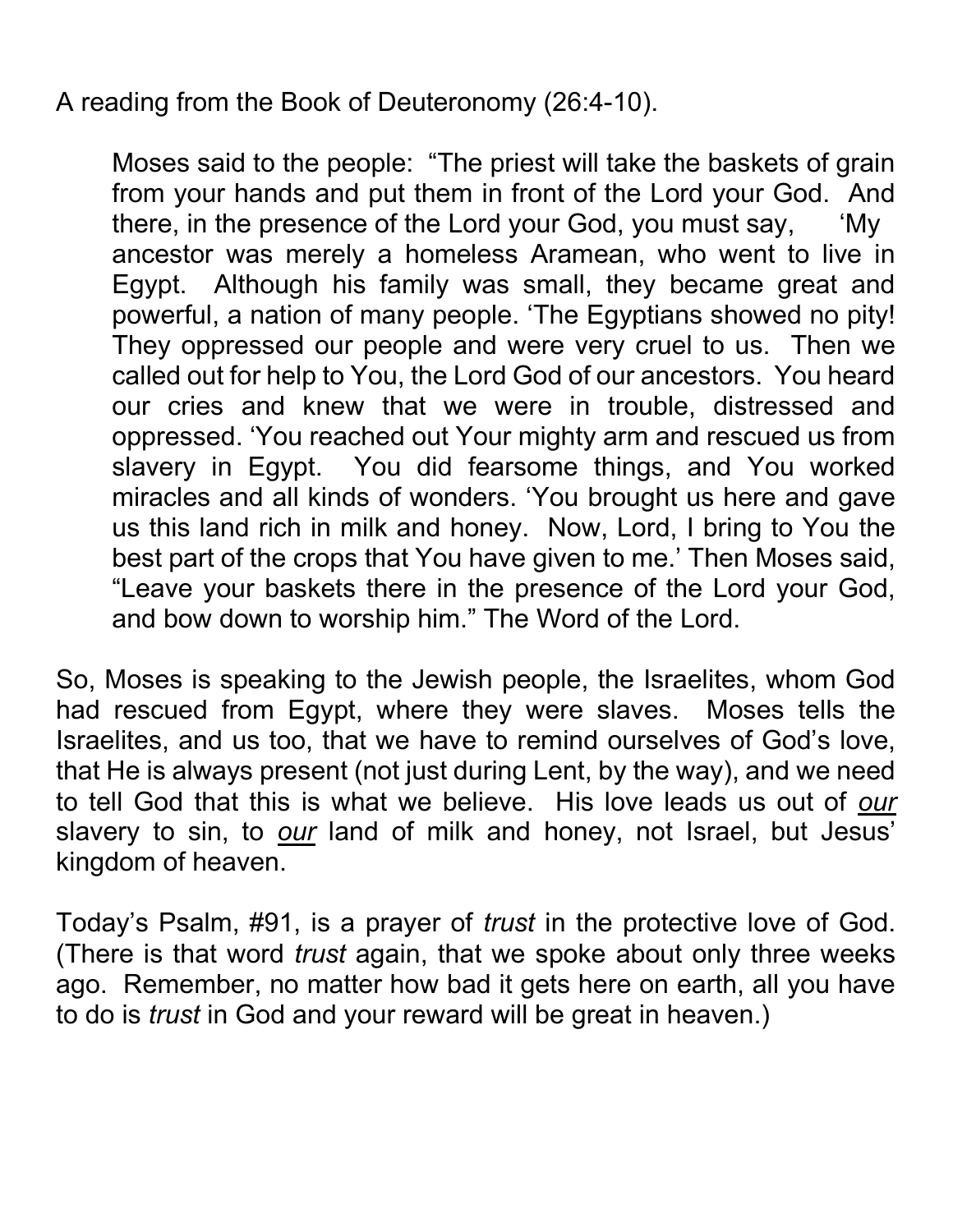A reading from the Book of Deuteronomy (26:4-10).

> Moses said to the people: "The priest will take the baskets of grain from your hands and put them in front of the Lord your God. And there, in the presence of the Lord your God, you must say, 'My ancestor was merely a homeless Aramean, who went to live in Egypt. Although his family was small, they became great and powerful, a nation of many people. 'The Egyptians showed no pity! They oppressed our people and were very cruel to us. Then we called out for help to You, the Lord God of our ancestors. You heard our cries and knew that we were in trouble, distressed and oppressed. 'You reached out Your mighty arm and rescued us from slavery in Egypt. You did fearsome things, and You worked miracles and all kinds of wonders. 'You brought us here and gave us this land rich in milk and honey. Now, Lord, I bring to You the best part of the crops that You have given to me.' Then Moses said, "Leave your baskets there in the presence of the Lord your God, and bow down to worship him." The Word of the Lord.

So, Moses is speaking to the Jewish people, the Israelites, whom God had rescued from Egypt, where they were slaves. Moses tells the Israelites, and us too, that we have to remind ourselves of God's love, that He is always present (not just during Lent, by the way), and we need to tell God that this is what we believe. His love leads us out of ***our*** slavery to sin, to ***our*** land of milk and honey, not Israel, but Jesus' kingdom of heaven.

Today's Psalm, #91, is a prayer of *trust* in the protective love of God. (There is that word *trust* again, that we spoke about only three weeks ago. Remember, no matter how bad it gets here on earth, all you have to do is *trust* in God and your reward will be great in heaven.)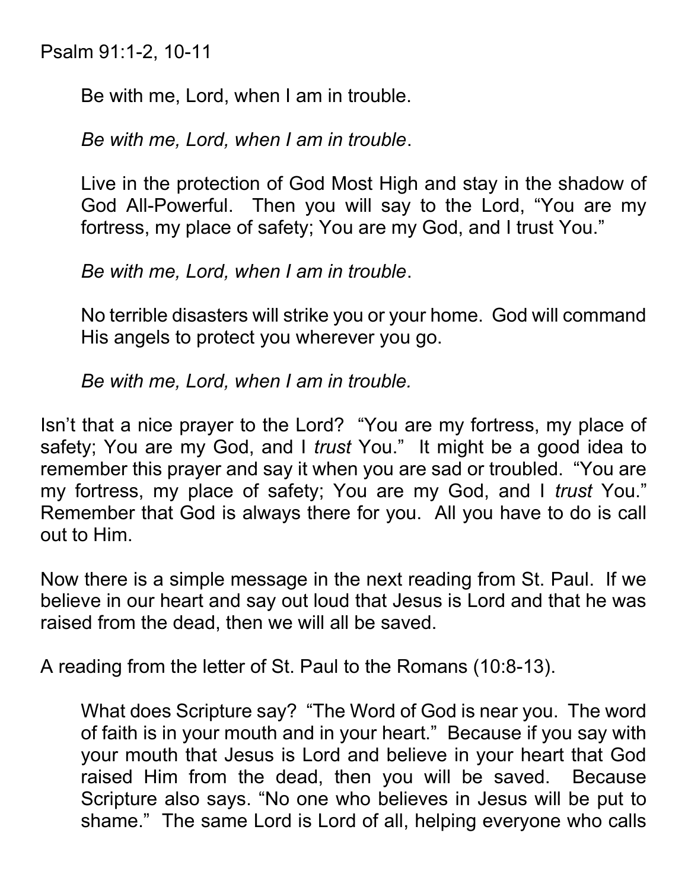Psalm 91:1-2, 10-11

> Be with me, Lord, when I am in trouble.
>
> *Be with me, Lord, when I am in trouble*.
>
> Live in the protection of God Most High and stay in the shadow of God All-Powerful. Then you will say to the Lord, “You are my fortress, my place of safety; You are my God, and I trust You.”
>
> *Be with me, Lord, when I am in trouble*.
>
> No terrible disasters will strike you or your home. God will command His angels to protect you wherever you go.
>
> *Be with me, Lord, when I am in trouble.*

Isn’t that a nice prayer to the Lord? “You are my fortress, my place of safety; You are my God, and I *trust* You.” It might be a good idea to remember this prayer and say it when you are sad or troubled. “You are my fortress, my place of safety; You are my God, and I *trust* You.” Remember that God is always there for you. All you have to do is call out to Him.

Now there is a simple message in the next reading from St. Paul. If we believe in our heart and say out loud that Jesus is Lord and that he was raised from the dead, then we will all be saved.

A reading from the letter of St. Paul to the Romans (10:8-13).

> What does Scripture say? “The Word of God is near you. The word of faith is in your mouth and in your heart.” Because if you say with your mouth that Jesus is Lord and believe in your heart that God raised Him from the dead, then you will be saved. Because Scripture also says. “No one who believes in Jesus will be put to shame.” The same Lord is Lord of all, helping everyone who calls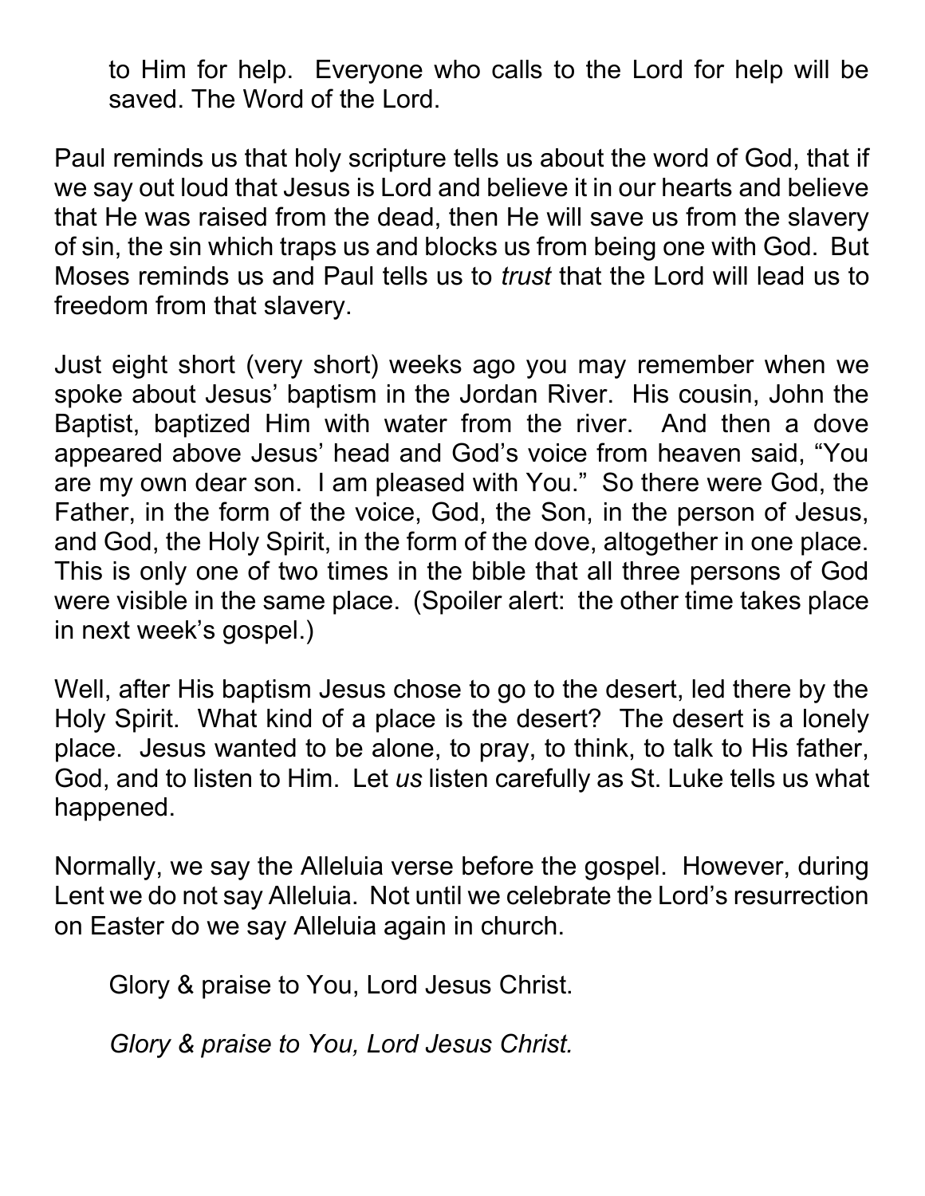to Him for help. Everyone who calls to the Lord for help will be saved. The Word of the Lord.

Paul reminds us that holy scripture tells us about the word of God, that if we say out loud that Jesus is Lord and believe it in our hearts and believe that He was raised from the dead, then He will save us from the slavery of sin, the sin which traps us and blocks us from being one with God. But Moses reminds us and Paul tells us to *trust* that the Lord will lead us to freedom from that slavery.

Just eight short (very short) weeks ago you may remember when we spoke about Jesus' baptism in the Jordan River. His cousin, John the Baptist, baptized Him with water from the river. And then a dove appeared above Jesus' head and God's voice from heaven said, "You are my own dear son. I am pleased with You." So there were God, the Father, in the form of the voice, God, the Son, in the person of Jesus, and God, the Holy Spirit, in the form of the dove, altogether in one place. This is only one of two times in the bible that all three persons of God were visible in the same place. (Spoiler alert: the other time takes place in next week's gospel.)

Well, after His baptism Jesus chose to go to the desert, led there by the Holy Spirit. What kind of a place is the desert? The desert is a lonely place. Jesus wanted to be alone, to pray, to think, to talk to His father, God, and to listen to Him. Let *us* listen carefully as St. Luke tells us what happened.

Normally, we say the Alleluia verse before the gospel. However, during Lent we do not say Alleluia. Not until we celebrate the Lord's resurrection on Easter do we say Alleluia again in church.

Glory & praise to You, Lord Jesus Christ.

*Glory & praise to You, Lord Jesus Christ.*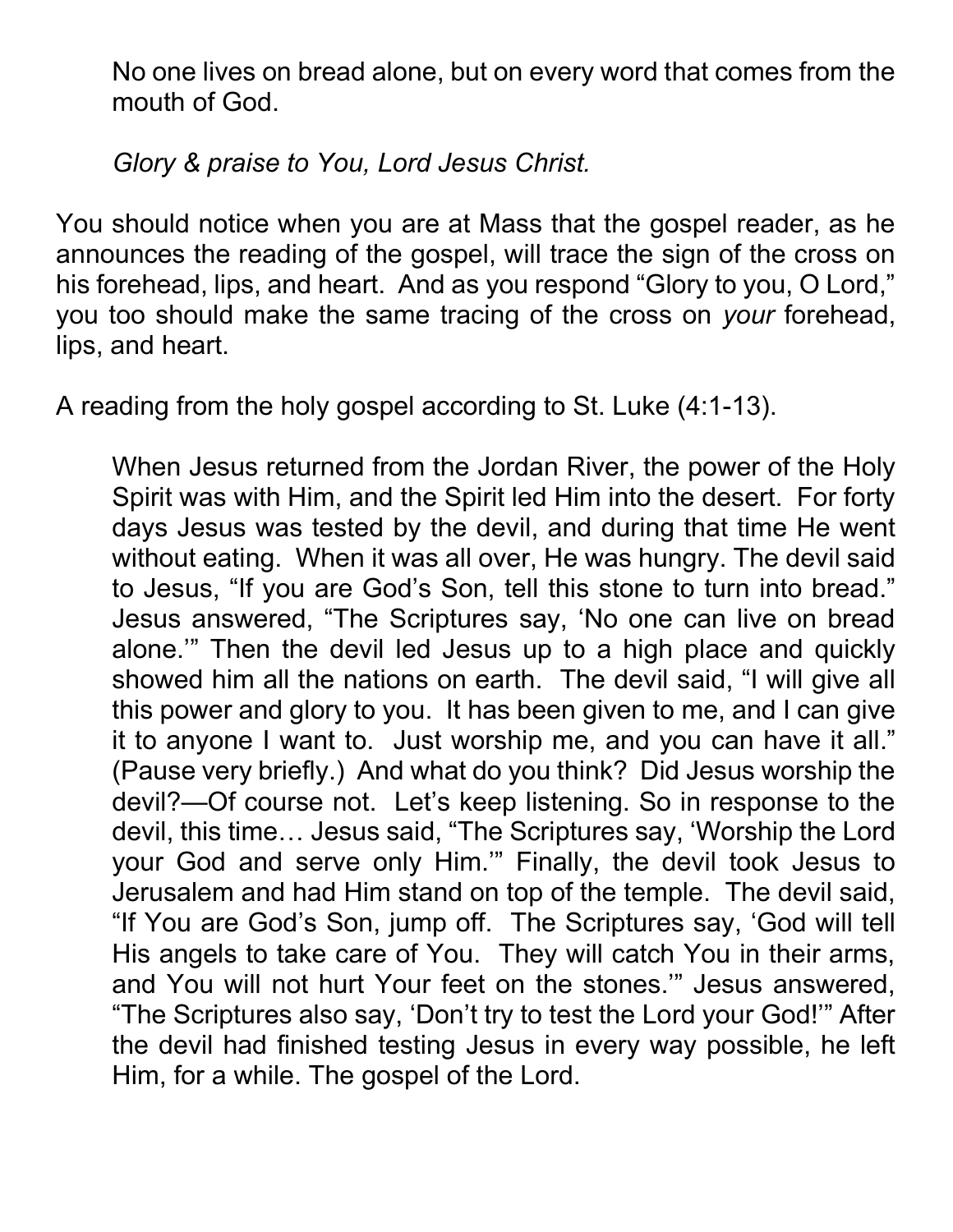> No one lives on bread alone, but on every word that comes from the mouth of God.
>
> *Glory & praise to You, Lord Jesus Christ.*

You should notice when you are at Mass that the gospel reader, as he announces the reading of the gospel, will trace the sign of the cross on his forehead, lips, and heart. And as you respond "Glory to you, O Lord," you too should make the same tracing of the cross on *your* forehead, lips, and heart.

A reading from the holy gospel according to St. Luke (4:1-13).

> When Jesus returned from the Jordan River, the power of the Holy Spirit was with Him, and the Spirit led Him into the desert. For forty days Jesus was tested by the devil, and during that time He went without eating. When it was all over, He was hungry. The devil said to Jesus, "If you are God's Son, tell this stone to turn into bread." Jesus answered, "The Scriptures say, 'No one can live on bread alone.'" Then the devil led Jesus up to a high place and quickly showed him all the nations on earth. The devil said, "I will give all this power and glory to you. It has been given to me, and I can give it to anyone I want to. Just worship me, and you can have it all." (Pause very briefly.) And what do you think? Did Jesus worship the devil?—Of course not. Let's keep listening. So in response to the devil, this time… Jesus said, "The Scriptures say, 'Worship the Lord your God and serve only Him.'" Finally, the devil took Jesus to Jerusalem and had Him stand on top of the temple. The devil said, "If You are God's Son, jump off. The Scriptures say, 'God will tell His angels to take care of You. They will catch You in their arms, and You will not hurt Your feet on the stones.'" Jesus answered, "The Scriptures also say, 'Don't try to test the Lord your God!'" After the devil had finished testing Jesus in every way possible, he left Him, for a while. The gospel of the Lord.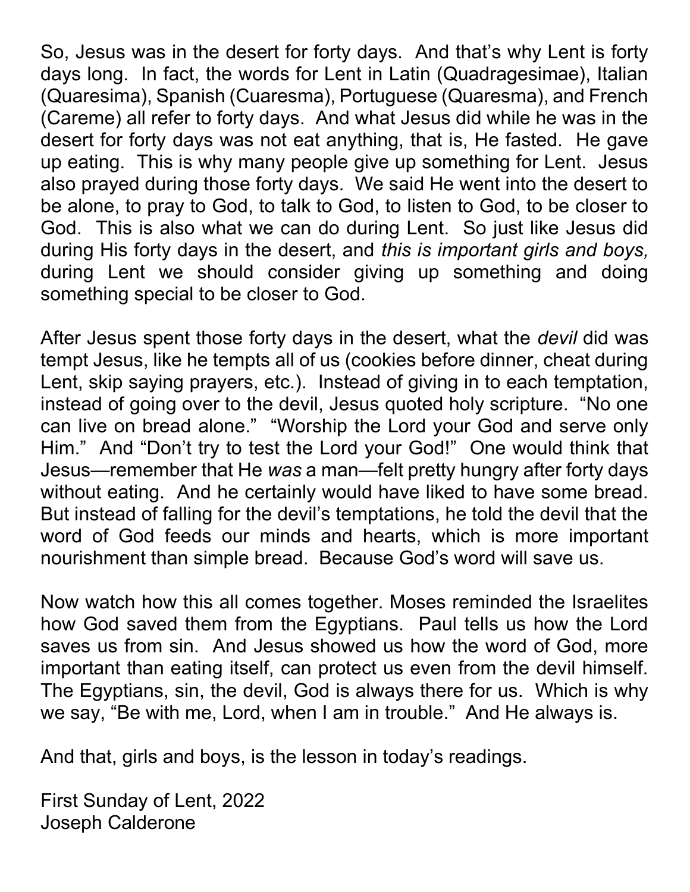So, Jesus was in the desert for forty days. And that's why Lent is forty days long. In fact, the words for Lent in Latin (Quadragesimae), Italian (Quaresima), Spanish (Cuaresma), Portuguese (Quaresma), and French (Careme) all refer to forty days. And what Jesus did while he was in the desert for forty days was not eat anything, that is, He fasted. He gave up eating. This is why many people give up something for Lent. Jesus also prayed during those forty days. We said He went into the desert to be alone, to pray to God, to talk to God, to listen to God, to be closer to God. This is also what we can do during Lent. So just like Jesus did during His forty days in the desert, and *this is important girls and boys,* during Lent we should consider giving up something and doing something special to be closer to God.

After Jesus spent those forty days in the desert, what the *devil* did was tempt Jesus, like he tempts all of us (cookies before dinner, cheat during Lent, skip saying prayers, etc.). Instead of giving in to each temptation, instead of going over to the devil, Jesus quoted holy scripture. "No one can live on bread alone." "Worship the Lord your God and serve only Him." And "Don't try to test the Lord your God!" One would think that Jesus—remember that He *was* a man—felt pretty hungry after forty days without eating. And he certainly would have liked to have some bread. But instead of falling for the devil's temptations, he told the devil that the word of God feeds our minds and hearts, which is more important nourishment than simple bread. Because God's word will save us.

Now watch how this all comes together. Moses reminded the Israelites how God saved them from the Egyptians. Paul tells us how the Lord saves us from sin. And Jesus showed us how the word of God, more important than eating itself, can protect us even from the devil himself. The Egyptians, sin, the devil, God is always there for us. Which is why we say, "Be with me, Lord, when I am in trouble." And He always is.

And that, girls and boys, is the lesson in today's readings.

First Sunday of Lent, 2022
Joseph Calderone